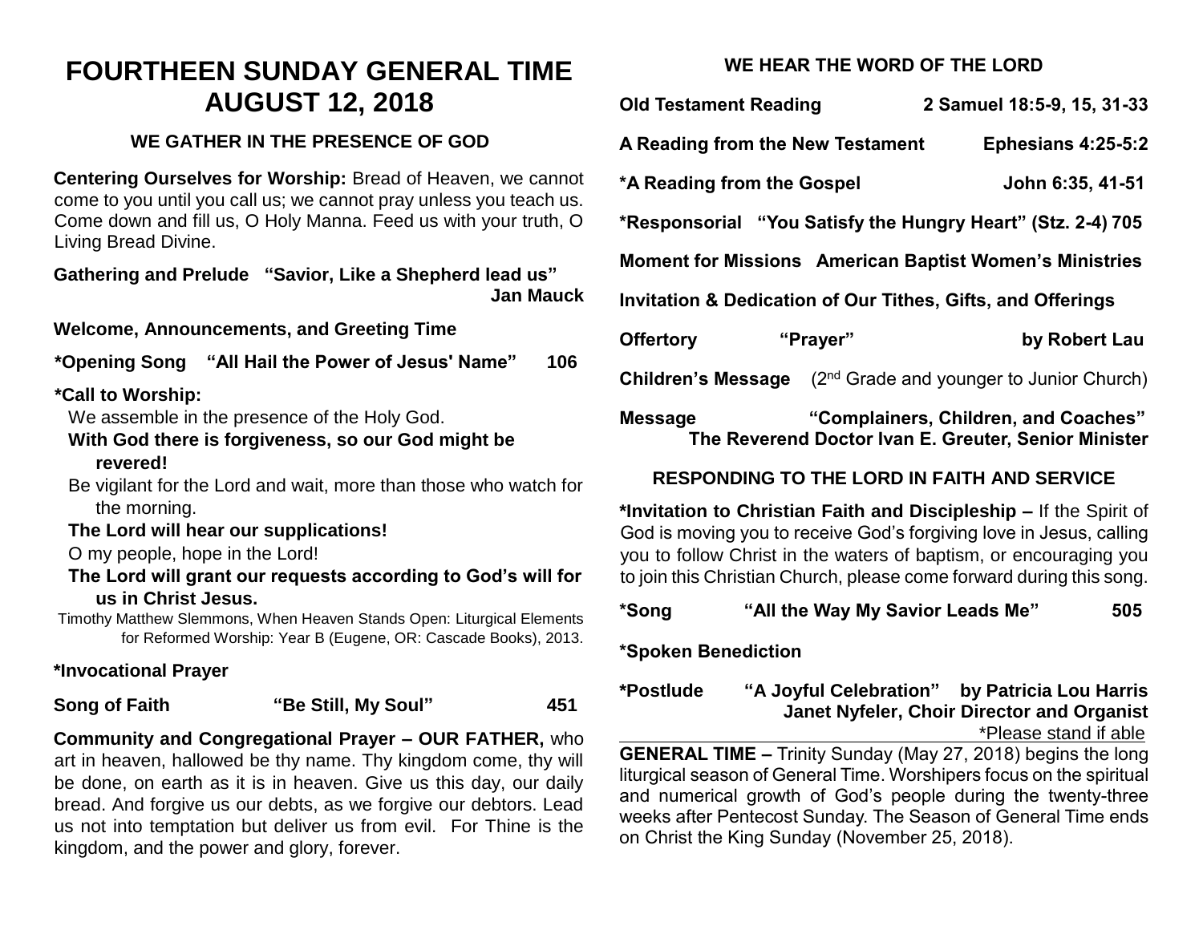# FOURTHEEN SUNDAY GENERAL TIME
# AUGUST 12, 2018

## WE GATHER IN THE PRESENCE OF GOD

**Centering Ourselves for Worship:** Bread of Heaven, we cannot come to you until you call us; we cannot pray unless you teach us. Come down and fill us, O Holy Manna. Feed us with your truth, O Living Bread Divine.

**Gathering and Prelude "Savior, Like a Shepherd lead us" Jan Mauck**

**Welcome, Announcements, and Greeting Time**

**\*Opening Song "All Hail the Power of Jesus' Name" 106**

**\*Call to Worship:**

We assemble in the presence of the Holy God.

**With God there is forgiveness, so our God might be revered!**

Be vigilant for the Lord and wait, more than those who watch for the morning.

**The Lord will hear our supplications!**

O my people, hope in the Lord!

**The Lord will grant our requests according to God's will for us in Christ Jesus.**

Timothy Matthew Slemmons, When Heaven Stands Open: Liturgical Elements for Reformed Worship: Year B (Eugene, OR: Cascade Books), 2013.

**\*Invocational Prayer**

**Song of Faith "Be Still, My Soul" 451**

**Community and Congregational Prayer – OUR FATHER,** who art in heaven, hallowed be thy name. Thy kingdom come, thy will be done, on earth as it is in heaven. Give us this day, our daily bread. And forgive us our debts, as we forgive our debtors. Lead us not into temptation but deliver us from evil. For Thine is the kingdom, and the power and glory, forever.

## WE HEAR THE WORD OF THE LORD

**Old Testament Reading 2 Samuel 18:5-9, 15, 31-33**

**A Reading from the New Testament Ephesians 4:25-5:2**

**\*A Reading from the Gospel John 6:35, 41-51**

**\*Responsorial "You Satisfy the Hungry Heart" (Stz. 2-4) 705**

**Moment for Missions American Baptist Women's Ministries**

**Invitation & Dedication of Our Tithes, Gifts, and Offerings**

**Offertory "Prayer" by Robert Lau**

**Children's Message** (2nd Grade and younger to Junior Church)

**Message "Complainers, Children, and Coaches"**
**The Reverend Doctor Ivan E. Greuter, Senior Minister**

## RESPONDING TO THE LORD IN FAITH AND SERVICE

**\*Invitation to Christian Faith and Discipleship –** If the Spirit of God is moving you to receive God's forgiving love in Jesus, calling you to follow Christ in the waters of baptism, or encouraging you to join this Christian Church, please come forward during this song.

**\*Song "All the Way My Savior Leads Me" 505**

**\*Spoken Benediction**

**\*Postlude "A Joyful Celebration" by Patricia Lou Harris**
**Janet Nyfeler, Choir Director and Organist**

\*Please stand if able

**GENERAL TIME –** Trinity Sunday (May 27, 2018) begins the long liturgical season of General Time. Worshipers focus on the spiritual and numerical growth of God's people during the twenty-three weeks after Pentecost Sunday. The Season of General Time ends on Christ the King Sunday (November 25, 2018).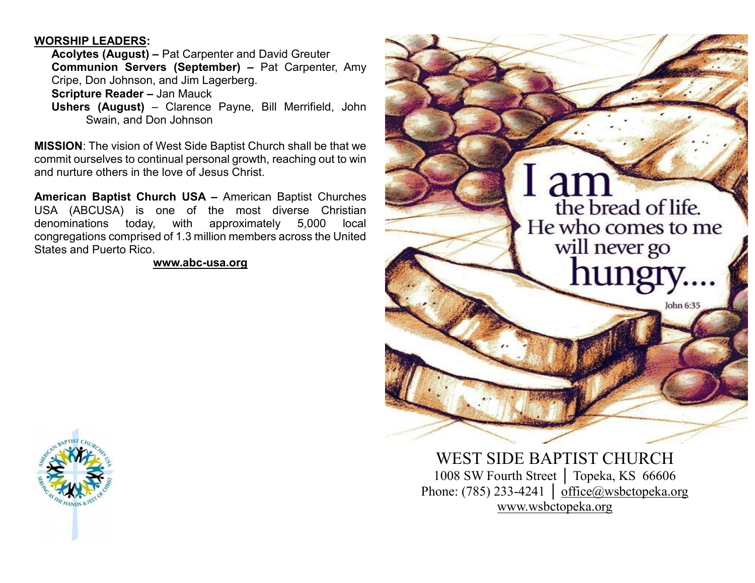**WORSHIP LEADERS:**

**Acolytes (August) –** Pat Carpenter and David Greuter
**Communion Servers (September) –** Pat Carpenter, Amy Cripe, Don Johnson, and Jim Lagerberg.
**Scripture Reader –** Jan Mauck
**Ushers (August)** – Clarence Payne, Bill Merrifield, John Swain, and Don Johnson

**MISSION**: The vision of West Side Baptist Church shall be that we commit ourselves to continual personal growth, reaching out to win and nurture others in the love of Jesus Christ.

**American Baptist Church USA –** American Baptist Churches USA (ABCUSA) is one of the most diverse Christian denominations today, with approximately 5,000 local congregations comprised of 1.3 million members across the United States and Puerto Rico.

**www.abc-usa.org**

I am the bread of life. He who comes to me will never go hungry....

John 6:35

WEST SIDE BAPTIST CHURCH
1008 SW Fourth Street | Topeka, KS 66606
Phone: (785) 233-4241 | office@wsbctopeka.org
www.wsbctopeka.org